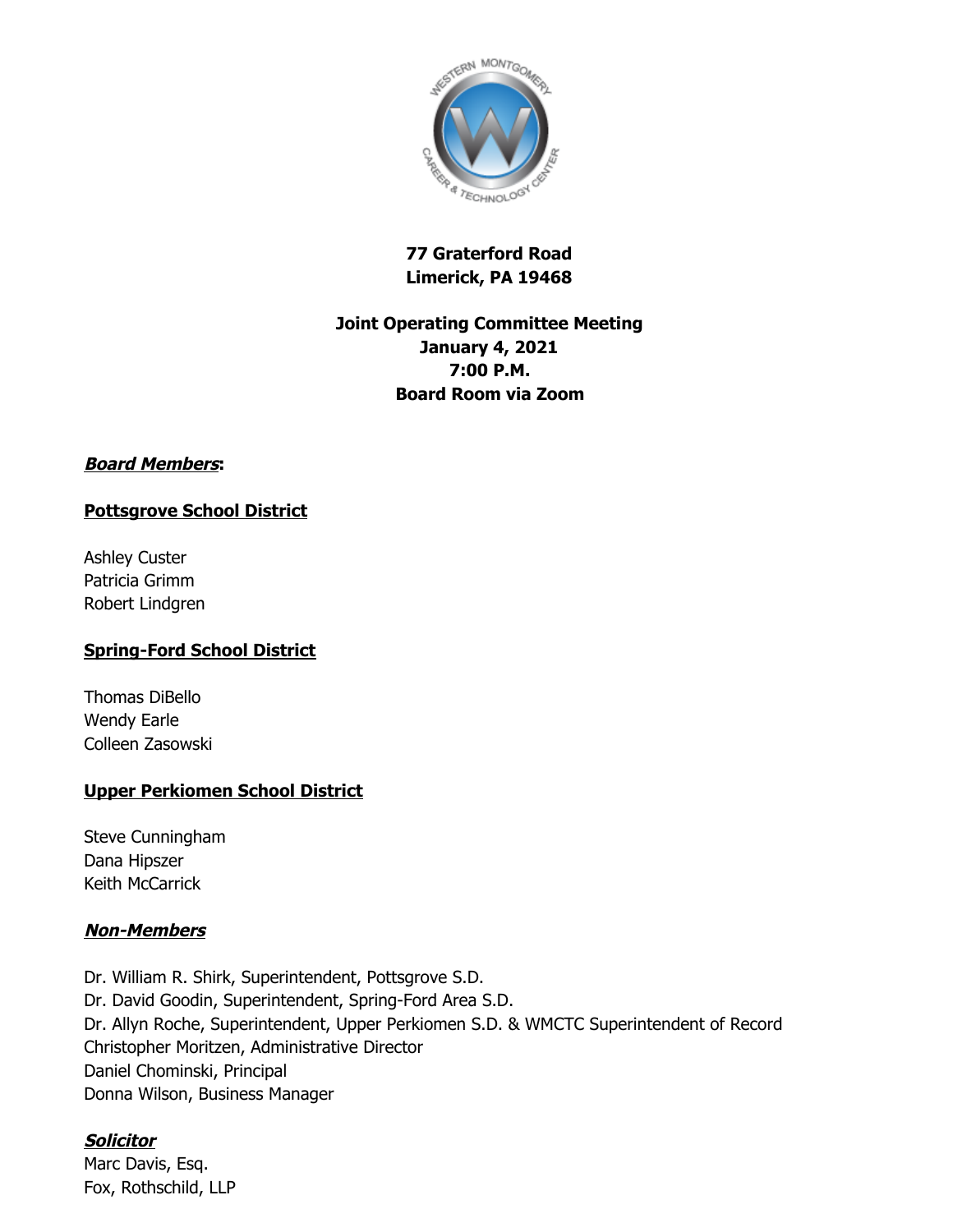**77 Graterford Road**
**Limerick, PA 19468**

**Joint Operating Committee Meeting**
**January 4, 2021**
**7:00 P.M.**
**Board Room via Zoom**

***Board Members*:**

**Pottsgrove School District**

Ashley Custer
Patricia Grimm
Robert Lindgren

**Spring-Ford School District**

Thomas DiBello
Wendy Earle
Colleen Zasowski

**Upper Perkiomen School District**

Steve Cunningham
Dana Hipszer
Keith McCarrick

***Non-Members***

Dr. William R. Shirk, Superintendent, Pottsgrove S.D.
Dr. David Goodin, Superintendent, Spring-Ford Area S.D.
Dr. Allyn Roche, Superintendent, Upper Perkiomen S.D. & WMCTC Superintendent of Record
Christopher Moritzen, Administrative Director
Daniel Chominski, Principal
Donna Wilson, Business Manager

***Solicitor***
Marc Davis, Esq.
Fox, Rothschild, LLP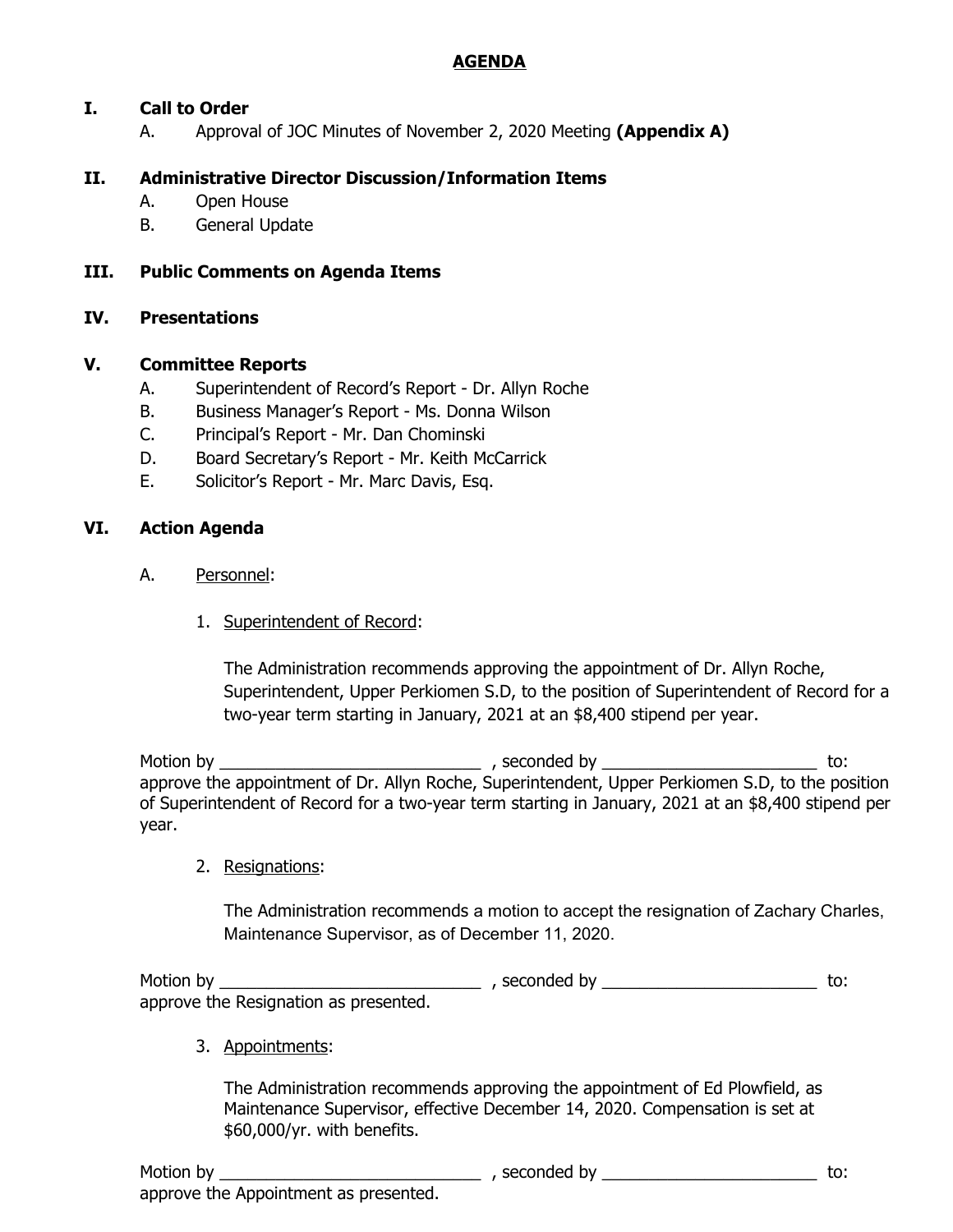# AGENDA

## I. Call to Order

A. Approval of JOC Minutes of November 2, 2020 Meeting **(Appendix A)**

## II. Administrative Director Discussion/Information Items

A. Open House

B. General Update

## III. Public Comments on Agenda Items

## IV. Presentations

## V. Committee Reports

A. Superintendent of Record's Report - Dr. Allyn Roche

B. Business Manager's Report - Ms. Donna Wilson

C. Principal's Report - Mr. Dan Chominski

D. Board Secretary's Report - Mr. Keith McCarrick

E. Solicitor's Report - Mr. Marc Davis, Esq.

## VI. Action Agenda

A. Personnel:

1. Superintendent of Record:

   The Administration recommends approving the appointment of Dr. Allyn Roche, Superintendent, Upper Perkiomen S.D, to the position of Superintendent of Record for a two-year term starting in January, 2021 at an $8,400 stipend per year.

Motion by ____________________________ , seconded by ______________________ to: approve the appointment of Dr. Allyn Roche, Superintendent, Upper Perkiomen S.D, to the position of Superintendent of Record for a two-year term starting in January, 2021 at an $8,400 stipend per year.

2. Resignations:

   The Administration recommends a motion to accept the resignation of Zachary Charles, Maintenance Supervisor, as of December 11, 2020.

Motion by ____________________________ , seconded by ______________________ to: approve the Resignation as presented.

3. Appointments:

   The Administration recommends approving the appointment of Ed Plowfield, as Maintenance Supervisor, effective December 14, 2020. Compensation is set at $60,000/yr. with benefits.

Motion by ____________________________ , seconded by ______________________ to: approve the Appointment as presented.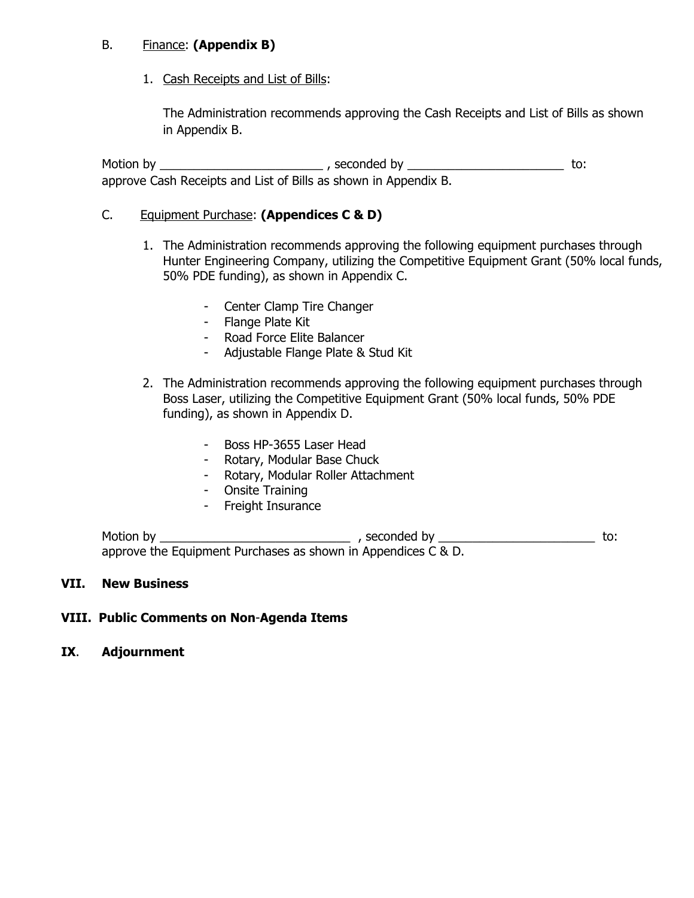B. Finance: **(Appendix B)**

1. Cash Receipts and List of Bills:

   The Administration recommends approving the Cash Receipts and List of Bills as shown in Appendix B.

Motion by ________________________ , seconded by _______________________ to: approve Cash Receipts and List of Bills as shown in Appendix B.

C. Equipment Purchase: **(Appendices C & D)**

1. The Administration recommends approving the following equipment purchases through Hunter Engineering Company, utilizing the Competitive Equipment Grant (50% local funds, 50% PDE funding), as shown in Appendix C.

   - Center Clamp Tire Changer
   - Flange Plate Kit
   - Road Force Elite Balancer
   - Adjustable Flange Plate & Stud Kit

2. The Administration recommends approving the following equipment purchases through Boss Laser, utilizing the Competitive Equipment Grant (50% local funds, 50% PDE funding), as shown in Appendix D.

   - Boss HP-3655 Laser Head
   - Rotary, Modular Base Chuck
   - Rotary, Modular Roller Attachment
   - Onsite Training
   - Freight Insurance

Motion by ____________________________ , seconded by _______________________ to: approve the Equipment Purchases as shown in Appendices C & D.

## VII. New Business

## VIII. Public Comments on Non-Agenda Items

## IX. Adjournment